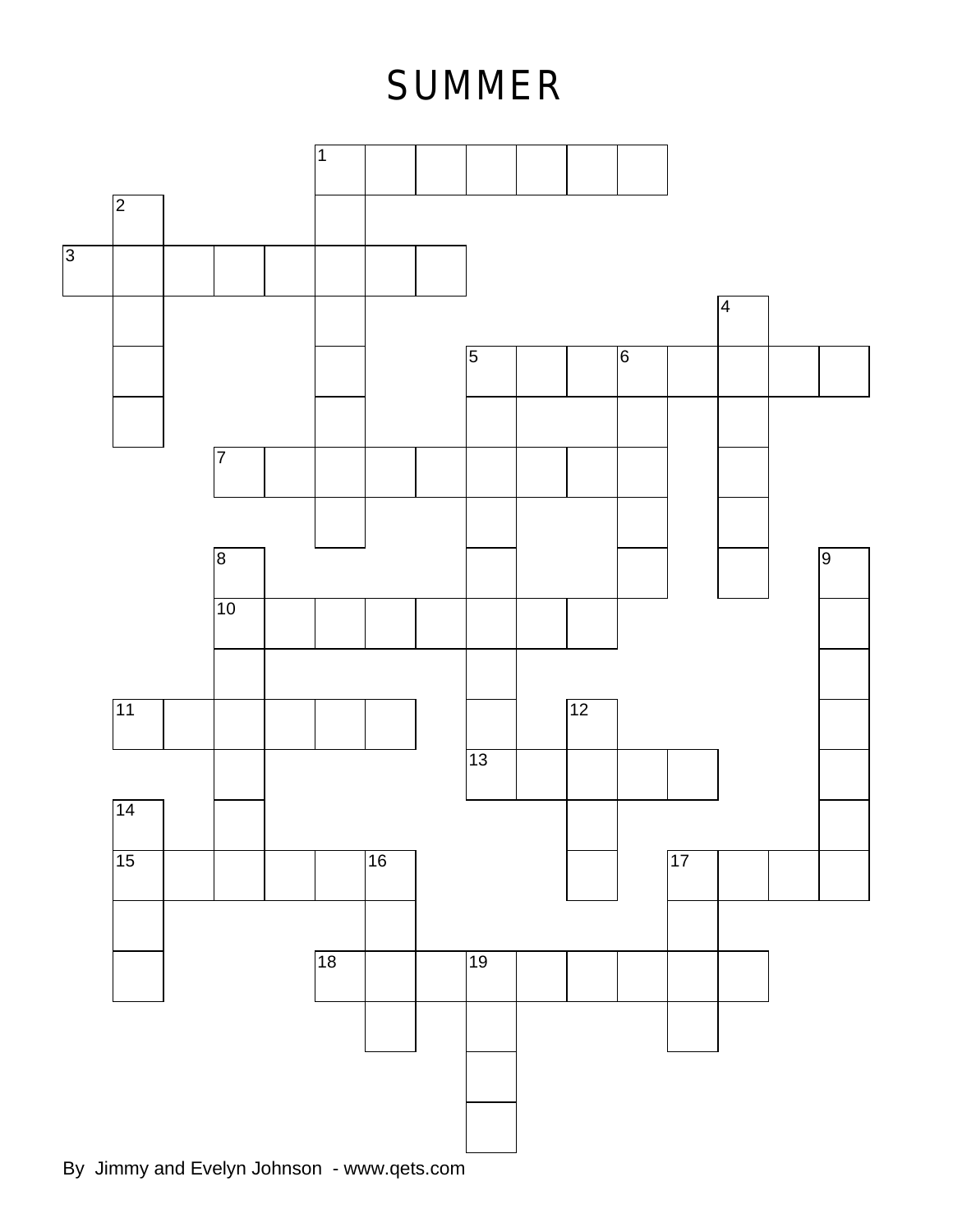# SUMMER

By Jimmy and Evelyn Johnson - www.qets.com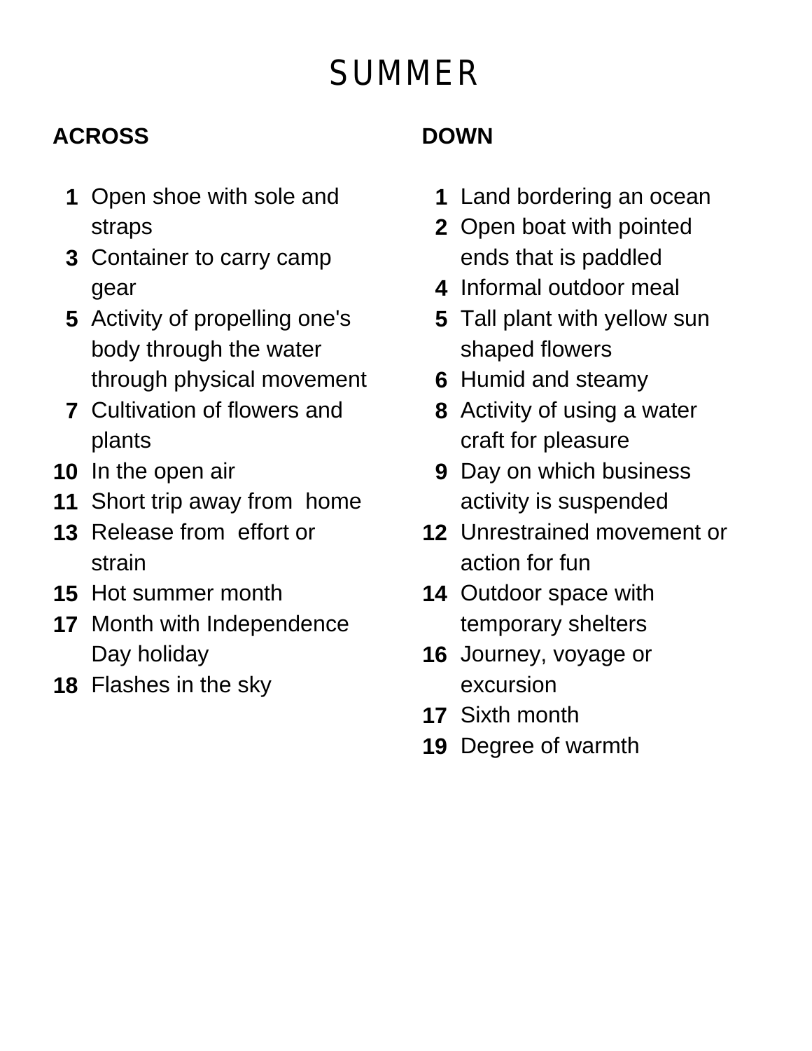# SUMMER

## ACROSS

1. Open shoe with sole and straps
3. Container to carry camp gear
5. Activity of propelling one's body through the water through physical movement
7. Cultivation of flowers and plants
10. In the open air
11. Short trip away from home
13. Release from effort or strain
15. Hot summer month
17. Month with Independence Day holiday
18. Flashes in the sky

## DOWN

1. Land bordering an ocean
2. Open boat with pointed ends that is paddled
4. Informal outdoor meal
5. Tall plant with yellow sun shaped flowers
6. Humid and steamy
8. Activity of using a water craft for pleasure
9. Day on which business activity is suspended
12. Unrestrained movement or action for fun
14. Outdoor space with temporary shelters
16. Journey, voyage or excursion
17. Sixth month
19. Degree of warmth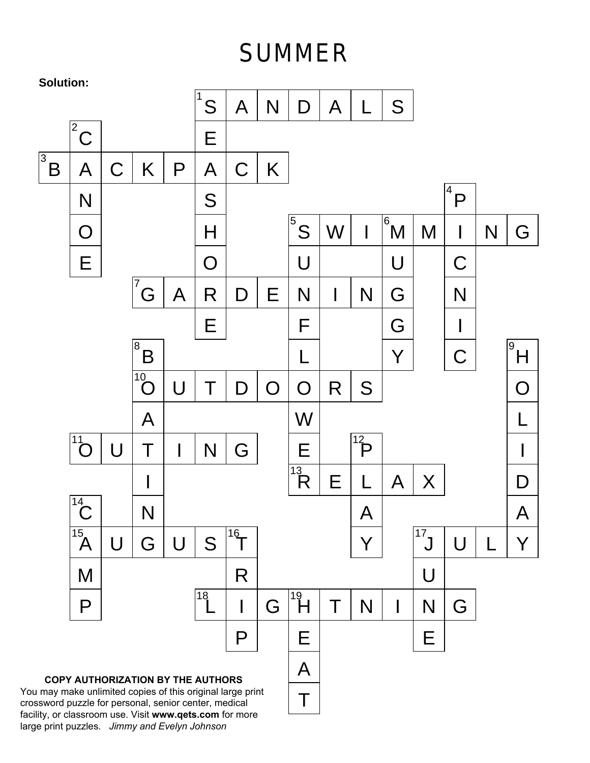# SUMMER

**Solution:**

| | | | | | | | | | | | | | | | |
|---|---|---|---|---|---|---|---|---|---|---|---|---|---|---|---|
| | | | | | 1 S | A | N | D | A | L | S | | | | |
| | 2 C | | | | E | | | | | | | | | | |
| 3 B | A | C | K | P | A | C | K | | | | | | | | |
| | N | | | | S | | | | | | | | 4 P | | |
| | O | | | | H | | | 5 S | W | I | 6 M | M | I | N | G |
| | E | | | | O | | | U | | | U | | C | | |
| | | | 7 G | A | R | D | E | N | I | N | G | | N | | |
| | | | | | E | | | F | | | G | | I | | |
| | | | 8 B | | | | | L | | | Y | | C | | 9 H |
| | | | 10 O | U | T | D | O | O | R | S | | | | | O |
| | | | A | | | | | W | | | | | | | L |
| | 11 O | U | T | I | N | G | | E | | 12 P | | | | | I |
| | | | I | | | | | 13 R | E | L | A | X | | | D |
| | 14 C | | N | | | | | | | A | | | | | A |
| | 15 A | U | G | U | S | 16 T | | | | Y | | 17 J | U | L | Y |
| | M | | | | | R | | | | | | U | | | |
| | P | | | | 18 L | I | G | 19 H | T | N | I | N | G | | |
| | | | | | | P | | E | | | | E | | | |
| | | | | | | | | A | | | | | | | |
| | | | | | | | | T | | | | | | | |

**COPY AUTHORIZATION BY THE AUTHORS**

You may make unlimited copies of this original large print crossword puzzle for personal, senior center, medical facility, or classroom use. Visit **www.qets.com** for more large print puzzles. *Jimmy and Evelyn Johnson*